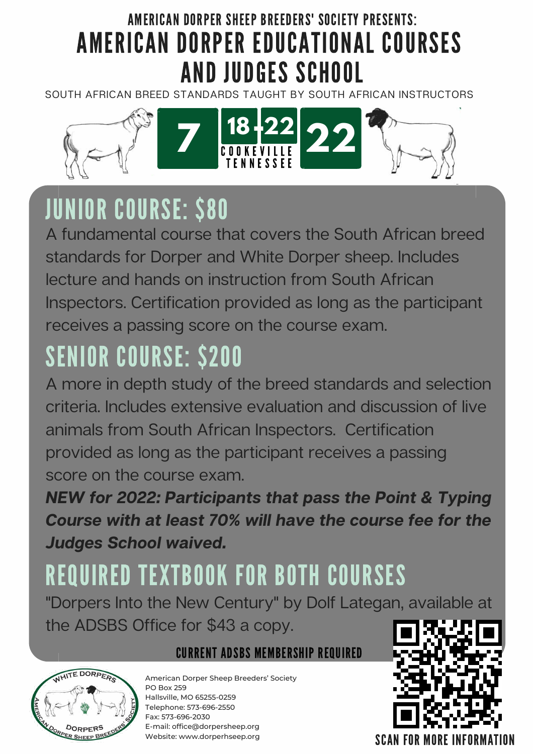AMERICAN DORPER SHEEP BREEDERS' SOCIETY PRESENTS:

# AMERICAN DORPER EDUCATIONAL COURSES AND JUDGES SCHOOL

SOUTH AFRICAN BREED STANDARDS TAUGHT BY SOUTH AFRICAN INSTRUCTORS

7 | 18-22 | 22

COOKEVILLE TENNESSEE

## JUNIOR COURSE: $80

A fundamental course that covers the South African breed standards for Dorper and White Dorper sheep. Includes lecture and hands on instruction from South African Inspectors. Certification provided as long as the participant receives a passing score on the course exam.

## SENIOR COURSE: $200

A more in depth study of the breed standards and selection criteria. Includes extensive evaluation and discussion of live animals from South African Inspectors. Certification provided as long as the participant receives a passing score on the course exam.

***NEW for 2022: Participants that pass the Point & Typing Course with at least 70% will have the course fee for the Judges School waived.***

## REQUIRED TEXTBOOK FOR BOTH COURSES

"Dorpers Into the New Century" by Dolf Lategan, available at the ADSBS Office for $43 a copy.

CURRENT ADSBS MEMBERSHIP REQUIRED

American Dorper Sheep Breeders' Society
PO Box 259
Hallsville, MO 65255-0259
Telephone: 573-696-2550
Fax: 573-696-2030
E-mail: office@dorpersheep.org
Website: www.dorperhseep.org

SCAN FOR MORE INFORMATION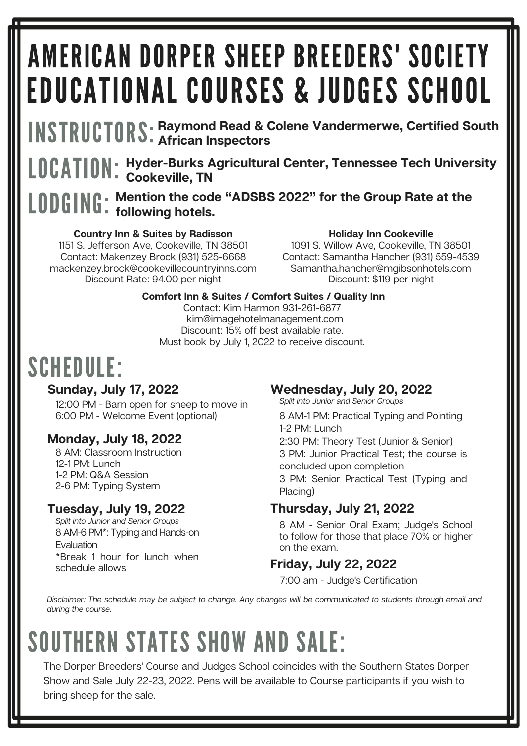# AMERICAN DORPER SHEEP BREEDERS' SOCIETY EDUCATIONAL COURSES & JUDGES SCHOOL

## INSTRUCTORS: **Raymond Read & Colene Vandermerwe, Certified South African Inspectors**

## LOCATION: **Hyder-Burks Agricultural Center, Tennessee Tech University Cookeville, TN**

## LODGING: **Mention the code "ADSBS 2022" for the Group Rate at the following hotels.**

**Country Inn & Suites by Radisson**
1151 S. Jefferson Ave, Cookeville, TN 38501
Contact: Makenzey Brock (931) 525-6668
mackenzey.brock@cookevillecountryinns.com
Discount Rate: 94.00 per night

**Holiday Inn Cookeville**
1091 S. Willow Ave, Cookeville, TN 38501
Contact: Samantha Hancher (931) 559-4539
Samantha.hancher@mgibsonhotels.com
Discount: $119 per night

**Comfort Inn & Suites / Comfort Suites / Quality Inn**
Contact: Kim Harmon 931-261-6877
kim@imagehotelmanagement.com
Discount: 15% off best available rate.
Must book by July 1, 2022 to receive discount.

## SCHEDULE:

### Sunday, July 17, 2022

12:00 PM - Barn open for sheep to move in
6:00 PM - Welcome Event (optional)

### Monday, July 18, 2022

8 AM: Classroom Instruction
12-1 PM: Lunch
1-2 PM: Q&A Session
2-6 PM: Typing System

### Tuesday, July 19, 2022

*Split into Junior and Senior Groups*

8 AM-6 PM*: Typing and Hands-on Evaluation
*Break 1 hour for lunch when schedule allows

### Wednesday, July 20, 2022

*Split into Junior and Senior Groups*

8 AM-1 PM: Practical Typing and Pointing
1-2 PM: Lunch
2:30 PM: Theory Test (Junior & Senior)
3 PM: Junior Practical Test; the course is concluded upon completion
3 PM: Senior Practical Test (Typing and Placing)

### Thursday, July 21, 2022

8 AM - Senior Oral Exam; Judge's School to follow for those that place 70% or higher on the exam.

### Friday, July 22, 2022

7:00 am - Judge's Certification

*Disclaimer: The schedule may be subject to change. Any changes will be communicated to students through email and during the course.*

## SOUTHERN STATES SHOW AND SALE:

The Dorper Breeders' Course and Judges School coincides with the Southern States Dorper Show and Sale July 22-23, 2022. Pens will be available to Course participants if you wish to bring sheep for the sale.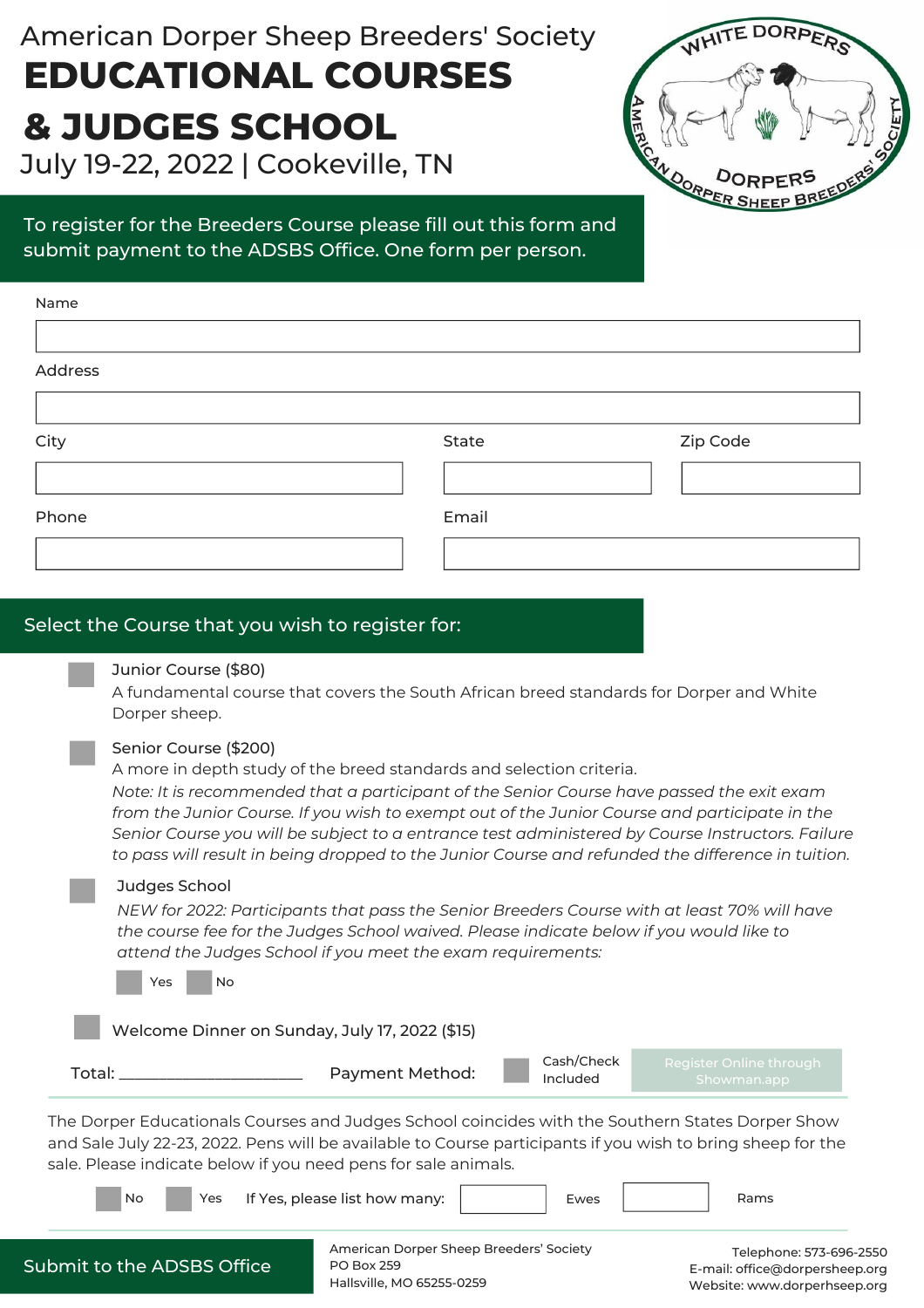American Dorper Sheep Breeders' Society

# EDUCATIONAL COURSES & JUDGES SCHOOL

July 19-22, 2022 | Cookeville, TN

WHITE DORPERS · DORPERS · AMERICAN DORPER SHEEP BREEDERS' SOCIETY

To register for the Breeders Course please fill out this form and submit payment to the ADSBS Office. One form per person.

Name

Address

City | State | Zip Code

Phone | Email

## Select the Course that you wish to register for:

☐ Junior Course ($80)
A fundamental course that covers the South African breed standards for Dorper and White Dorper sheep.

☐ Senior Course ($200)
A more in depth study of the breed standards and selection criteria.
*Note: It is recommended that a participant of the Senior Course have passed the exit exam from the Junior Course. If you wish to exempt out of the Junior Course and participate in the Senior Course you will be subject to a entrance test administered by Course Instructors. Failure to pass will result in being dropped to the Junior Course and refunded the difference in tuition.*

☐ Judges School
*NEW for 2022: Participants that pass the Senior Breeders Course with at least 70% will have the course fee for the Judges School waived. Please indicate below if you would like to attend the Judges School if you meet the exam requirements:*

☐ Yes ☐ No

☐ Welcome Dinner on Sunday, July 17, 2022 ($15)

Total: ______________________ Payment Method: ☐ Cash/Check Included | Register Online through Showman.app

The Dorper Educationals Courses and Judges School coincides with the Southern States Dorper Show and Sale July 22-23, 2022. Pens will be available to Course participants if you wish to bring sheep for the sale. Please indicate below if you need pens for sale animals.

☐ No ☐ Yes If Yes, please list how many: ______ Ewes ______ Rams

**Submit to the ADSBS Office**

American Dorper Sheep Breeders' Society
PO Box 259
Hallsville, MO 65255-0259

Telephone: 573-696-2550
E-mail: office@dorpersheep.org
Website: www.dorperhseep.org